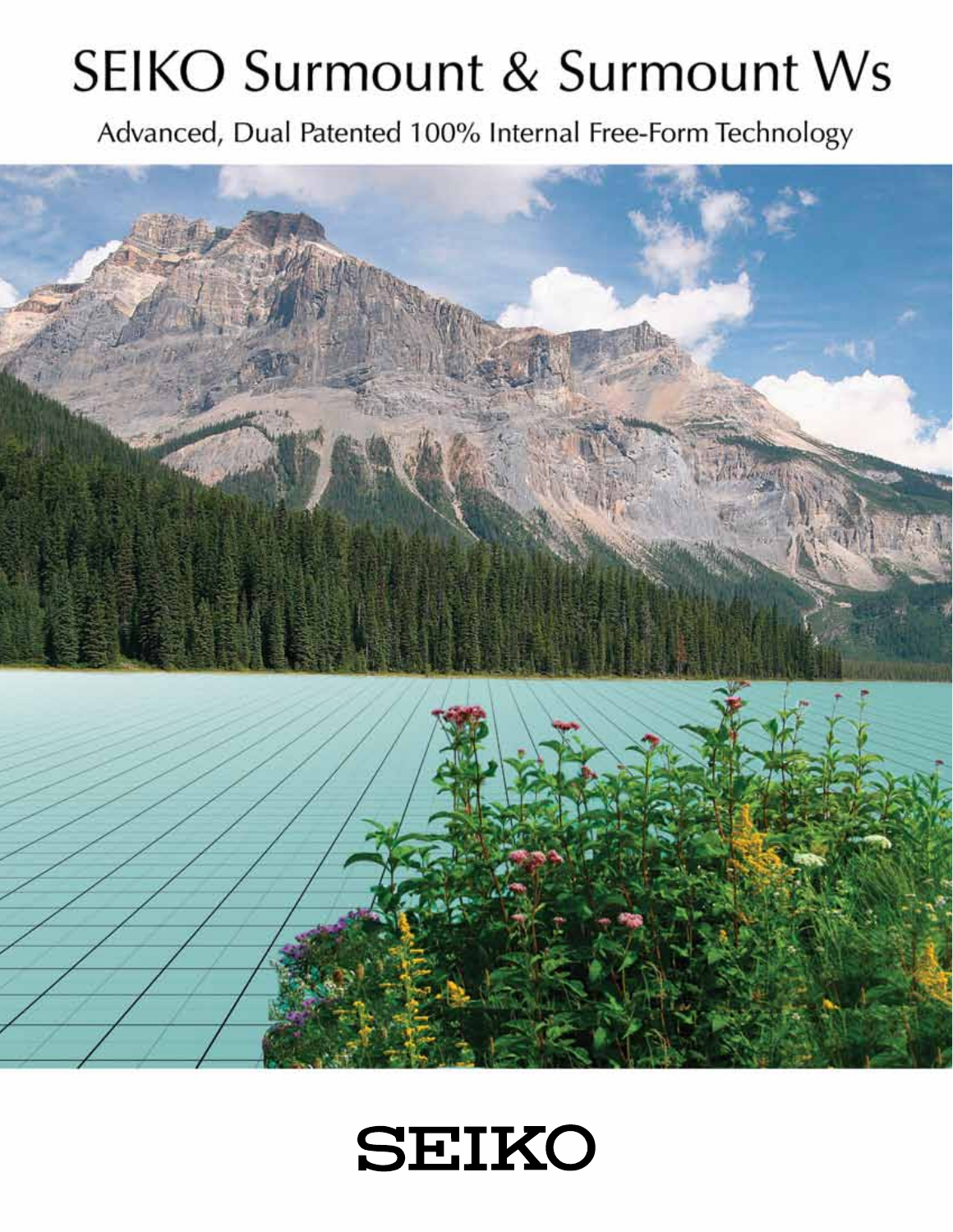# SEIKO Surmount & Surmount Ws

Advanced, Dual Patented 100% Internal Free-Form Technology

SEIKO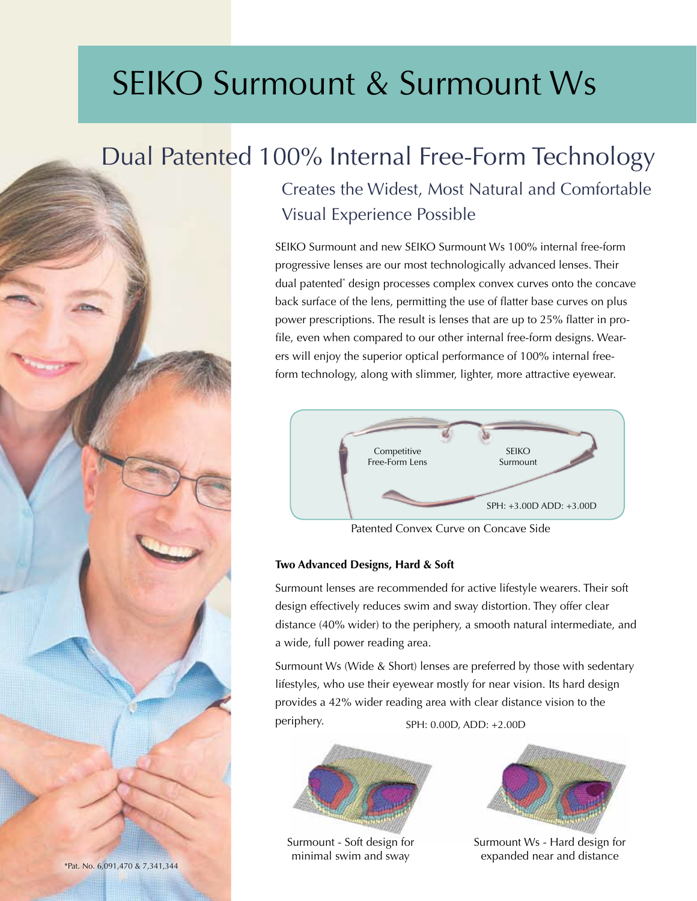# SEIKO Surmount & Surmount Ws

## Dual Patented 100% Internal Free-Form Technology

### Creates the Widest, Most Natural and Comfortable Visual Experience Possible

SEIKO Surmount and new SEIKO Surmount Ws 100% internal free-form progressive lenses are our most technologically advanced lenses. Their dual patented* design processes complex convex curves onto the concave back surface of the lens, permitting the use of flatter base curves on plus power prescriptions. The result is lenses that are up to 25% flatter in profile, even when compared to our other internal free-form designs. Wearers will enjoy the superior optical performance of 100% internal free-form technology, along with slimmer, lighter, more attractive eyewear.

Competitive Free-Form Lens

SEIKO Surmount

SPH: +3.00D ADD: +3.00D

Patented Convex Curve on Concave Side

**Two Advanced Designs, Hard & Soft**

Surmount lenses are recommended for active lifestyle wearers. Their soft design effectively reduces swim and sway distortion. They offer clear distance (40% wider) to the periphery, a smooth natural intermediate, and a wide, full power reading area.

Surmount Ws (Wide & Short) lenses are preferred by those with sedentary lifestyles, who use their eyewear mostly for near vision. Its hard design provides a 42% wider reading area with clear distance vision to the periphery.

SPH: 0.00D, ADD: +2.00D

Surmount - Soft design for minimal swim and sway

Surmount Ws - Hard design for expanded near and distance

*Pat. No. 6,091,470 & 7,341,344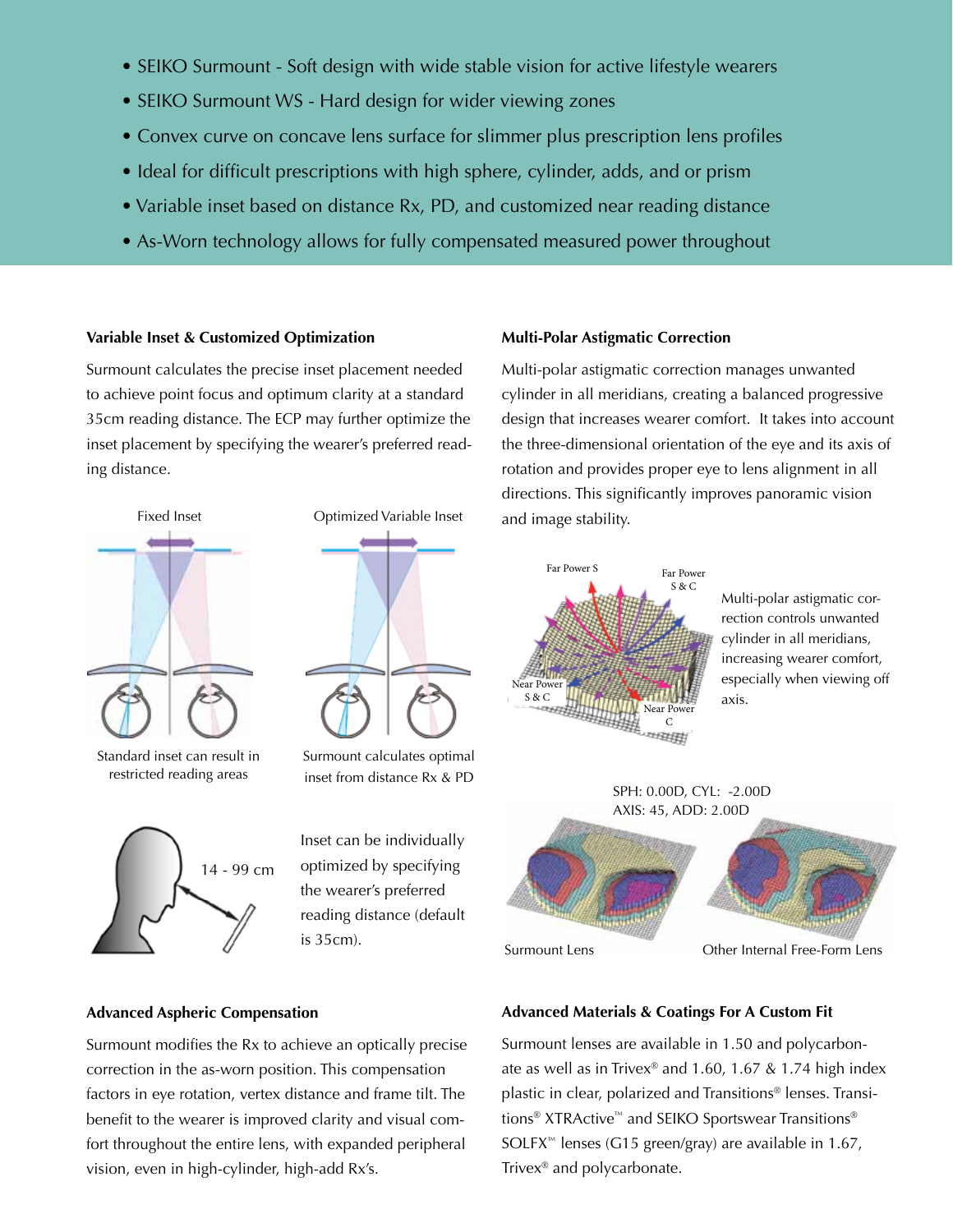- SEIKO Surmount - Soft design with wide stable vision for active lifestyle wearers
- SEIKO Surmount WS - Hard design for wider viewing zones
- Convex curve on concave lens surface for slimmer plus prescription lens profiles
- Ideal for difficult prescriptions with high sphere, cylinder, adds, and or prism
- Variable inset based on distance Rx, PD, and customized near reading distance
- As-Worn technology allows for fully compensated measured power throughout

### Variable Inset & Customized Optimization

Surmount calculates the precise inset placement needed to achieve point focus and optimum clarity at a standard 35cm reading distance. The ECP may further optimize the inset placement by specifying the wearer's preferred reading distance.

Fixed Inset

Standard inset can result in restricted reading areas

Optimized Variable Inset

Surmount calculates optimal inset from distance Rx & PD

14 - 99 cm

Inset can be individually optimized by specifying the wearer's preferred reading distance (default is 35cm).

### Advanced Aspheric Compensation

Surmount modifies the Rx to achieve an optically precise correction in the as-worn position. This compensation factors in eye rotation, vertex distance and frame tilt. The benefit to the wearer is improved clarity and visual comfort throughout the entire lens, with expanded peripheral vision, even in high-cylinder, high-add Rx's.

### Multi-Polar Astigmatic Correction

Multi-polar astigmatic correction manages unwanted cylinder in all meridians, creating a balanced progressive design that increases wearer comfort. It takes into account the three-dimensional orientation of the eye and its axis of rotation and provides proper eye to lens alignment in all directions. This significantly improves panoramic vision and image stability.

Far Power S

Far Power S & C

Near Power S & C

Near Power C

Multi-polar astigmatic correction controls unwanted cylinder in all meridians, increasing wearer comfort, especially when viewing off axis.

SPH: 0.00D, CYL: -2.00D
AXIS: 45, ADD: 2.00D

Surmount Lens

Other Internal Free-Form Lens

### Advanced Materials & Coatings For A Custom Fit

Surmount lenses are available in 1.50 and polycarbonate as well as in Trivex® and 1.60, 1.67 & 1.74 high index plastic in clear, polarized and Transitions® lenses. Transitions® XTRActive™ and SEIKO Sportswear Transitions® SOLFX™ lenses (G15 green/gray) are available in 1.67, Trivex® and polycarbonate.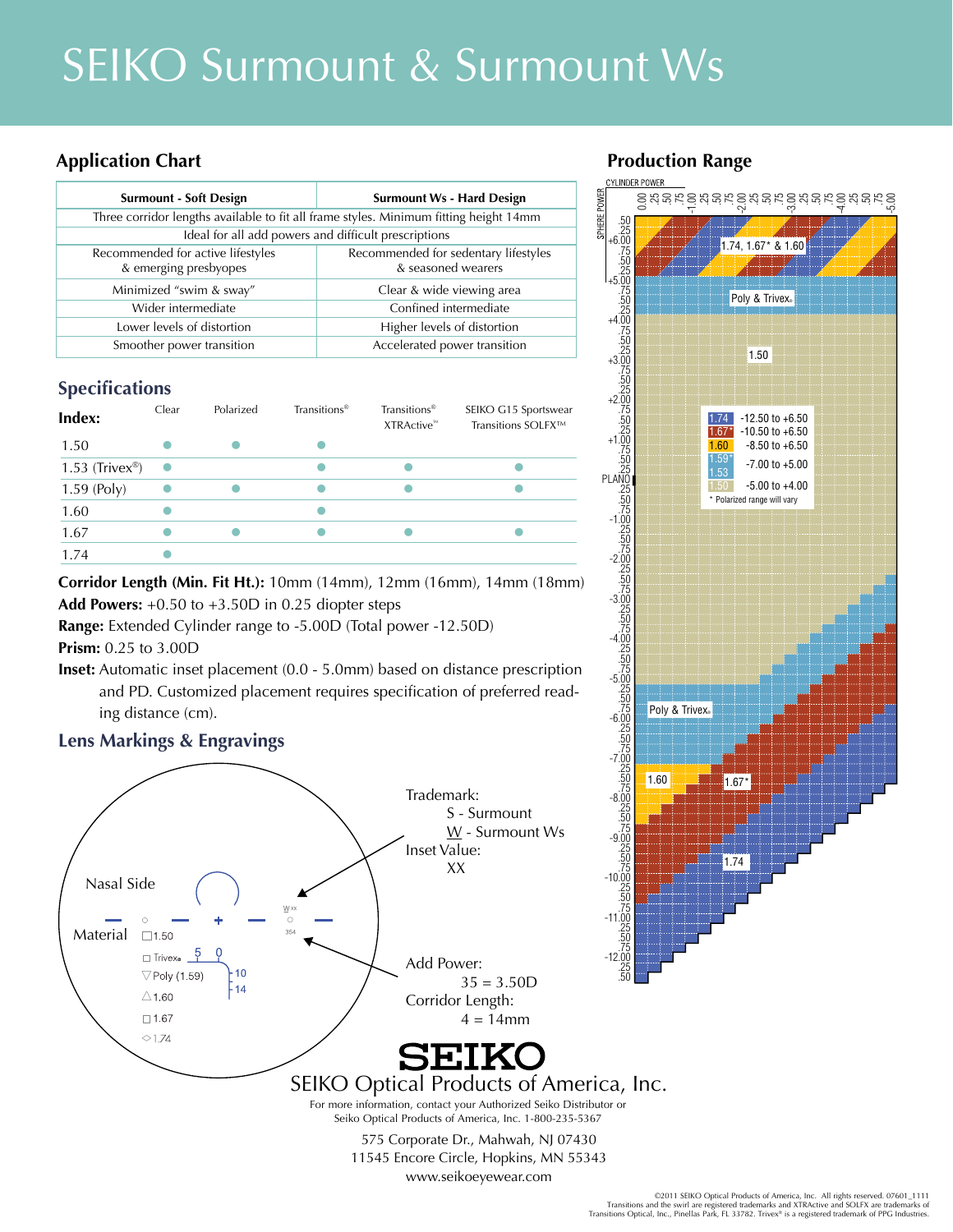# SEIKO Surmount & Surmount Ws

## Application Chart

| Surmount - Soft Design | Surmount Ws - Hard Design |
|---|---|
| Three corridor lengths available to fit all frame styles. Minimum fitting height 14mm | |
| Ideal for all add powers and difficult prescriptions | |
| Recommended for active lifestyles & emerging presbyopes | Recommended for sedentary lifestyles & seasoned wearers |
| Minimized "swim & sway" | Clear & wide viewing area |
| Wider intermediate | Confined intermediate |
| Lower levels of distortion | Higher levels of distortion |
| Smoother power transition | Accelerated power transition |

## Specifications

| Index: | Clear | Polarized | Transitions® | Transitions® XTRActive™ | SEIKO G15 Sportswear Transitions SOLFX™ |
|---|---|---|---|---|---|
| 1.50 | ● | ● | ● | | |
| 1.53 (Trivex®) | ● | | ● | ● | ● |
| 1.59 (Poly) | ● | ● | ● | ● | ● |
| 1.60 | ● | | ● | | |
| 1.67 | ● | ● | ● | ● | ● |
| 1.74 | ● | | | | |

**Corridor Length (Min. Fit Ht.):** 10mm (14mm), 12mm (16mm), 14mm (18mm)

**Add Powers:** +0.50 to +3.50D in 0.25 diopter steps

**Range:** Extended Cylinder range to -5.00D (Total power -12.50D)

**Prism:** 0.25 to 3.00D

**Inset:** Automatic inset placement (0.0 - 5.0mm) based on distance prescription and PD. Customized placement requires specification of preferred reading distance (cm).

## Lens Markings & Engravings

Nasal Side

Material
□1.50
□ Trivex®
▽Poly (1.59)
△1.60
□1.67
◇1.74

5 0
10
14

W xx
354

Trademark:
S - Surmount
W - Surmount Ws

Inset Value:
XX

Add Power:
35 = 3.50D

Corridor Length:
4 = 14mm

## Production Range

CYLINDER POWER
SPHERE POWER

1.74, 1.67* & 1.60
Poly & Trivex®
1.50
Poly & Trivex®
1.60
1.67*
1.74

1.74 -12.50 to +6.50
1.67* -10.50 to +6.50
1.60 -8.50 to +6.50
1.59* 1.53 -7.00 to +5.00
1.50 -5.00 to +4.00
* Polarized range will vary

SEIKO

SEIKO Optical Products of America, Inc.

For more information, contact your Authorized Seiko Distributor or Seiko Optical Products of America, Inc. 1-800-235-5367

575 Corporate Dr., Mahwah, NJ 07430
11545 Encore Circle, Hopkins, MN 55343
www.seikoeyewear.com

©2011 SEIKO Optical Products of America, Inc. All rights reserved. 07601_1111
Transitions and the swirl are registered trademarks and XTRActive and SOLFX are trademarks of Transitions Optical, Inc., Pinellas Park, FL 33782. Trivex® is a registered trademark of PPG Industries.